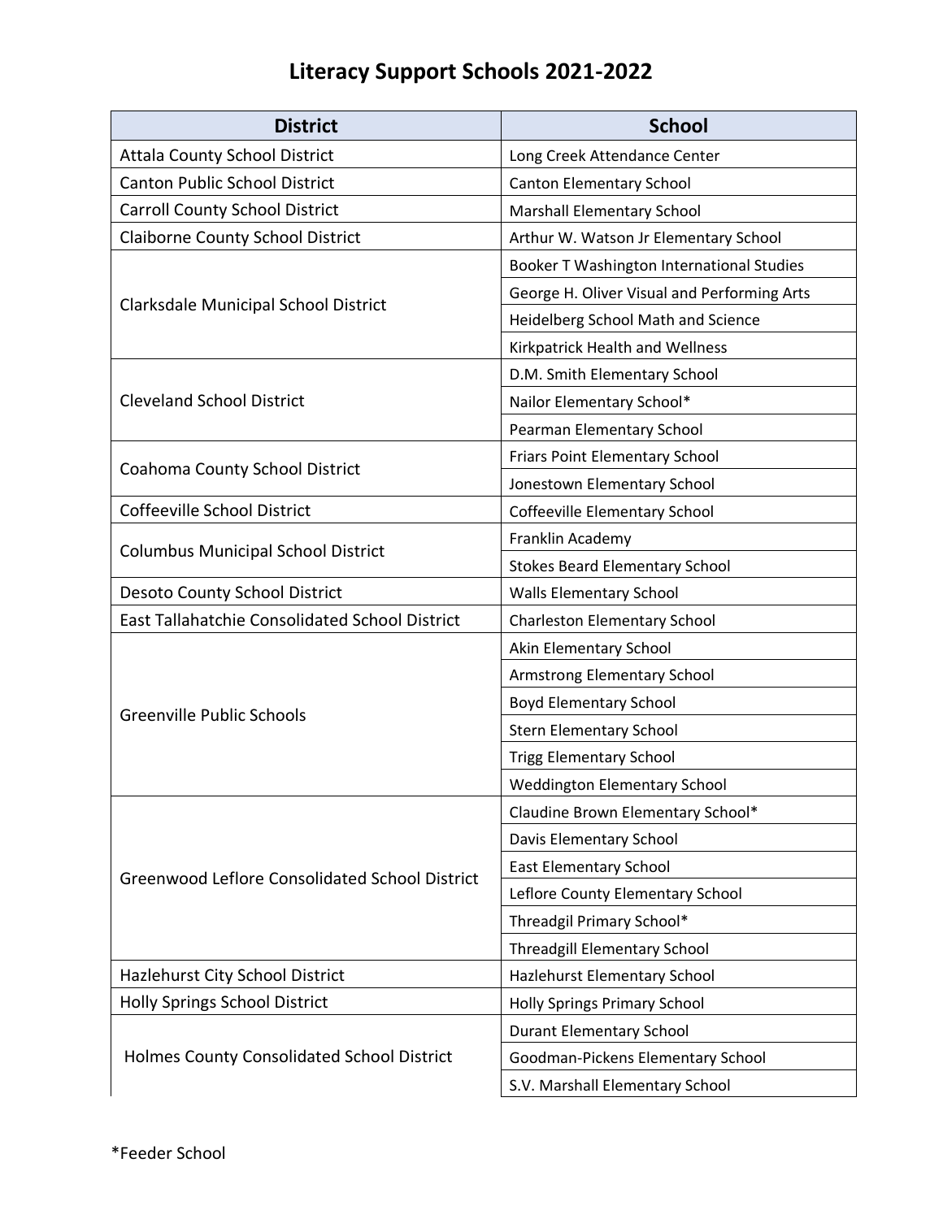# Literacy Support Schools 2021-2022

| District | School |
|---|---|
| Attala County School District | Long Creek Attendance Center |
| Canton Public School District | Canton Elementary School |
| Carroll County School District | Marshall Elementary School |
| Claiborne County School District | Arthur W. Watson Jr Elementary School |
| Clarksdale Municipal School District | Booker T Washington International Studies |
| | George H. Oliver Visual and Performing Arts |
| | Heidelberg School Math and Science |
| | Kirkpatrick Health and Wellness |
| Cleveland School District | D.M. Smith Elementary School |
| | Nailor Elementary School* |
| | Pearman Elementary School |
| Coahoma County School District | Friars Point Elementary School |
| | Jonestown Elementary School |
| Coffeeville School District | Coffeeville Elementary School |
| Columbus Municipal School District | Franklin Academy |
| | Stokes Beard Elementary School |
| Desoto County School District | Walls Elementary School |
| East Tallahatchie Consolidated School District | Charleston Elementary School |
| Greenville Public Schools | Akin Elementary School |
| | Armstrong Elementary School |
| | Boyd Elementary School |
| | Stern Elementary School |
| | Trigg Elementary School |
| | Weddington Elementary School |
| Greenwood Leflore Consolidated School District | Claudine Brown Elementary School* |
| | Davis Elementary School |
| | East Elementary School |
| | Leflore County Elementary School |
| | Threadgil Primary School* |
| | Threadgill Elementary School |
| Hazlehurst City School District | Hazlehurst Elementary School |
| Holly Springs School District | Holly Springs Primary School |
| Holmes County Consolidated School District | Durant Elementary School |
| | Goodman-Pickens Elementary School |
| | S.V. Marshall Elementary School |

*Feeder School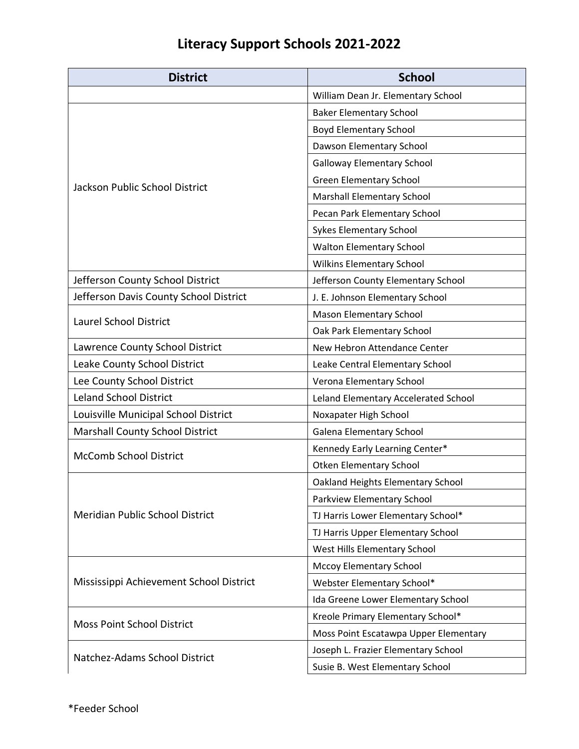# Literacy Support Schools 2021-2022

| District | School |
| --- | --- |
| | William Dean Jr. Elementary School |
| Jackson Public School District | Baker Elementary School |
| | Boyd Elementary School |
| | Dawson Elementary School |
| | Galloway Elementary School |
| | Green Elementary School |
| | Marshall Elementary School |
| | Pecan Park Elementary School |
| | Sykes Elementary School |
| | Walton Elementary School |
| | Wilkins Elementary School |
| Jefferson County School District | Jefferson County Elementary School |
| Jefferson Davis County School District | J. E. Johnson Elementary School |
| Laurel School District | Mason Elementary School |
| | Oak Park Elementary School |
| Lawrence County School District | New Hebron Attendance Center |
| Leake County School District | Leake Central Elementary School |
| Lee County School District | Verona Elementary School |
| Leland School District | Leland Elementary Accelerated School |
| Louisville Municipal School District | Noxapater High School |
| Marshall County School District | Galena Elementary School |
| McComb School District | Kennedy Early Learning Center* |
| | Otken Elementary School |
| Meridian Public School District | Oakland Heights Elementary School |
| | Parkview Elementary School |
| | TJ Harris Lower Elementary School* |
| | TJ Harris Upper Elementary School |
| | West Hills Elementary School |
| Mississippi Achievement School District | Mccoy Elementary School |
| | Webster Elementary School* |
| | Ida Greene Lower Elementary School |
| Moss Point School District | Kreole Primary Elementary School* |
| | Moss Point Escatawpa Upper Elementary |
| Natchez-Adams School District | Joseph L. Frazier Elementary School |
| | Susie B. West Elementary School |

*Feeder School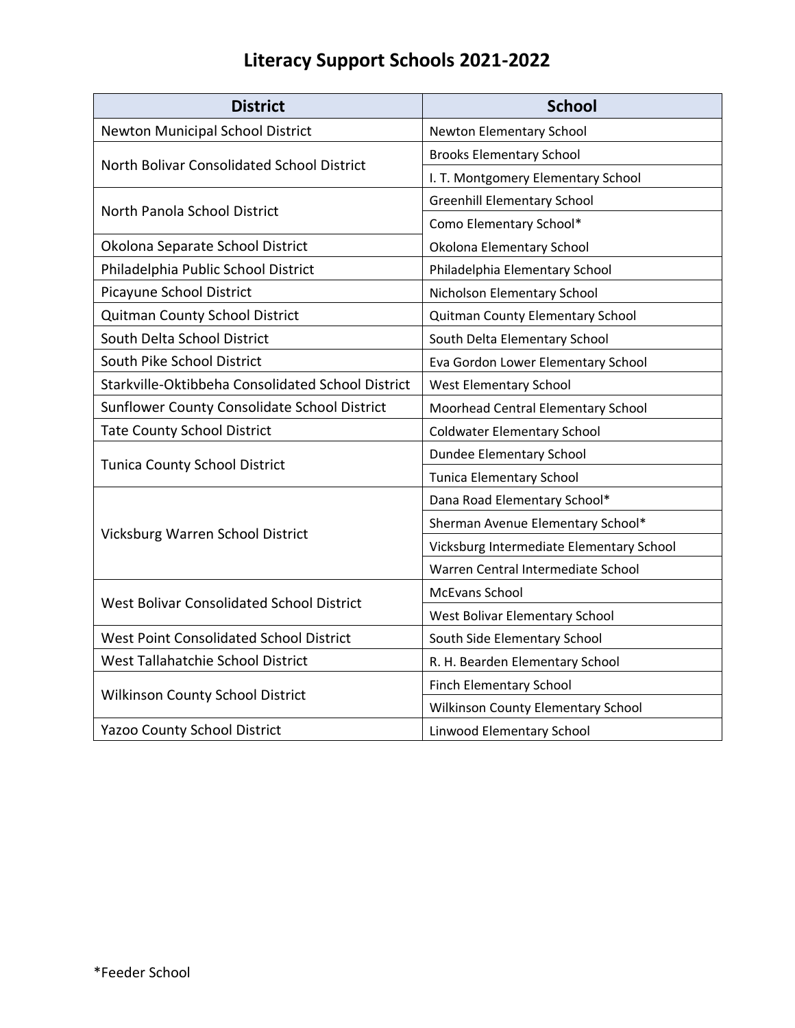# Literacy Support Schools 2021-2022

| District | School |
|---|---|
| Newton Municipal School District | Newton Elementary School |
| North Bolivar Consolidated School District | Brooks Elementary School |
| | I. T. Montgomery Elementary School |
| North Panola School District | Greenhill Elementary School |
| | Como Elementary School* |
| Okolona Separate School District | Okolona Elementary School |
| Philadelphia Public School District | Philadelphia Elementary School |
| Picayune School District | Nicholson Elementary School |
| Quitman County School District | Quitman County Elementary School |
| South Delta School District | South Delta Elementary School |
| South Pike School District | Eva Gordon Lower Elementary School |
| Starkville-Oktibbeha Consolidated School District | West Elementary School |
| Sunflower County Consolidate School District | Moorhead Central Elementary School |
| Tate County School District | Coldwater Elementary School |
| Tunica County School District | Dundee Elementary School |
| | Tunica Elementary School |
| Vicksburg Warren School District | Dana Road Elementary School* |
| | Sherman Avenue Elementary School* |
| | Vicksburg Intermediate Elementary School |
| | Warren Central Intermediate School |
| West Bolivar Consolidated School District | McEvans School |
| | West Bolivar Elementary School |
| West Point Consolidated School District | South Side Elementary School |
| West Tallahatchie School District | R. H. Bearden Elementary School |
| Wilkinson County School District | Finch Elementary School |
| | Wilkinson County Elementary School |
| Yazoo County School District | Linwood Elementary School |

*Feeder School